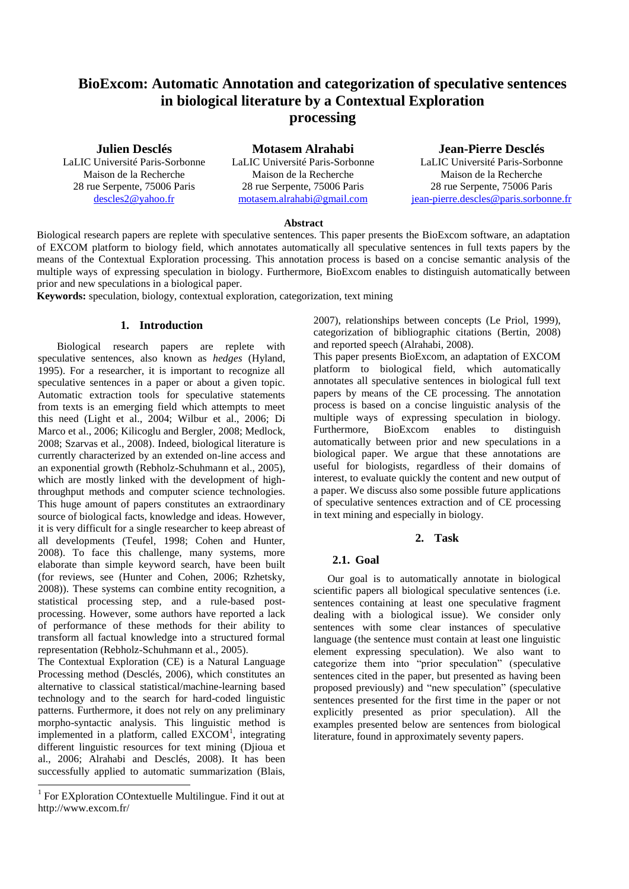# BioExcom: Automatic Annotation and categorization of speculative sentences in biological literature by a Contextual Exploration processing

**Julien Desclés**
LaLIC Université Paris-Sorbonne
Maison de la Recherche
28 rue Serpente, 75006 Paris
descles2@yahoo.fr

**Motasem Alrahabi**
LaLIC Université Paris-Sorbonne
Maison de la Recherche
28 rue Serpente, 75006 Paris
motasem.alrahabi@gmail.com

**Jean-Pierre Desclés**
LaLIC Université Paris-Sorbonne
Maison de la Recherche
28 rue Serpente, 75006 Paris
jean-pierre.descles@paris.sorbonne.fr

**Abstract**

Biological research papers are replete with speculative sentences. This paper presents the BioExcom software, an adaptation of EXCOM platform to biology field, which annotates automatically all speculative sentences in full texts papers by the means of the Contextual Exploration processing. This annotation process is based on a concise semantic analysis of the multiple ways of expressing speculation in biology. Furthermore, BioExcom enables to distinguish automatically between prior and new speculations in a biological paper.

**Keywords:** speculation, biology, contextual exploration, categorization, text mining

## 1. Introduction

Biological research papers are replete with speculative sentences, also known as *hedges* (Hyland, 1995). For a researcher, it is important to recognize all speculative sentences in a paper or about a given topic. Automatic extraction tools for speculative statements from texts is an emerging field which attempts to meet this need (Light et al., 2004; Wilbur et al., 2006; Di Marco et al., 2006; Kilicoglu and Bergler, 2008; Medlock, 2008; Szarvas et al., 2008). Indeed, biological literature is currently characterized by an extended on-line access and an exponential growth (Rebholz-Schuhmann et al., 2005), which are mostly linked with the development of high-throughput methods and computer science technologies. This huge amount of papers constitutes an extraordinary source of biological facts, knowledge and ideas. However, it is very difficult for a single researcher to keep abreast of all developments (Teufel, 1998; Cohen and Hunter, 2008). To face this challenge, many systems, more elaborate than simple keyword search, have been built (for reviews, see (Hunter and Cohen, 2006; Rzhetsky, 2008)). These systems can combine entity recognition, a statistical processing step, and a rule-based post-processing. However, some authors have reported a lack of performance of these methods for their ability to transform all factual knowledge into a structured formal representation (Rebholz-Schuhmann et al., 2005).

The Contextual Exploration (CE) is a Natural Language Processing method (Desclés, 2006), which constitutes an alternative to classical statistical/machine-learning based technology and to the search for hard-coded linguistic patterns. Furthermore, it does not rely on any preliminary morpho-syntactic analysis. This linguistic method is implemented in a platform, called EXCOM[1], integrating different linguistic resources for text mining (Djioua et al., 2006; Alrahabi and Desclés, 2008). It has been successfully applied to automatic summarization (Blais, 2007), relationships between concepts (Le Priol, 1999), categorization of bibliographic citations (Bertin, 2008) and reported speech (Alrahabi, 2008).

This paper presents BioExcom, an adaptation of EXCOM platform to biological field, which automatically annotates all speculative sentences in biological full text papers by means of the CE processing. The annotation process is based on a concise linguistic analysis of the multiple ways of expressing speculation in biology. Furthermore, BioExcom enables to distinguish automatically between prior and new speculations in a biological paper. We argue that these annotations are useful for biologists, regardless of their domains of interest, to evaluate quickly the content and new output of a paper. We discuss also some possible future applications of speculative sentences extraction and of CE processing in text mining and especially in biology.

## 2. Task

### 2.1. Goal

Our goal is to automatically annotate in biological scientific papers all biological speculative sentences (i.e. sentences containing at least one speculative fragment dealing with a biological issue). We consider only sentences with some clear instances of speculative language (the sentence must contain at least one linguistic element expressing speculation). We also want to categorize them into "prior speculation" (speculative sentences cited in the paper, but presented as having been proposed previously) and "new speculation" (speculative sentences presented for the first time in the paper or not explicitly presented as prior speculation). All the examples presented below are sentences from biological literature, found in approximately seventy papers.

[1] For EXploration COntextuelle Multilingue. Find it out at http://www.excom.fr/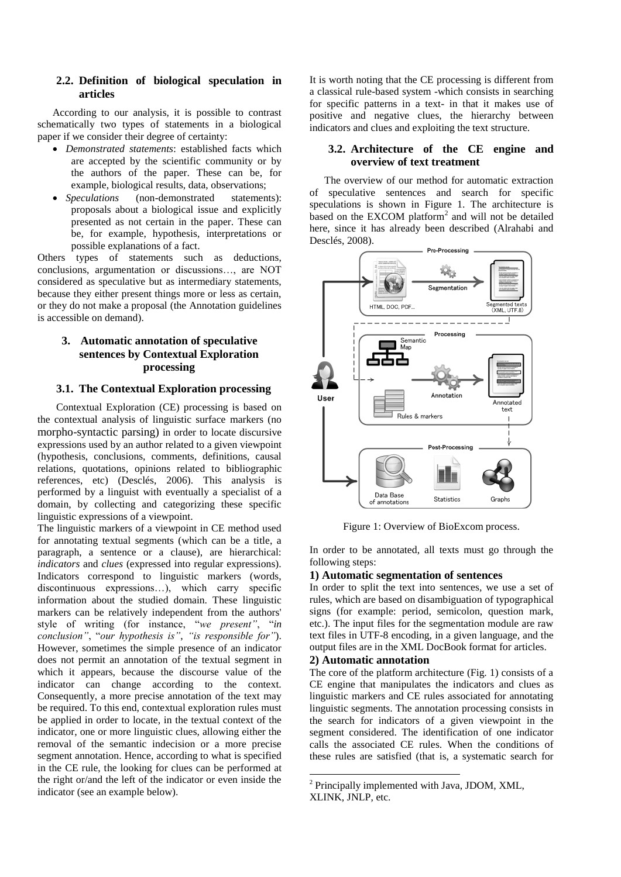### 2.2. Definition of biological speculation in articles

According to our analysis, it is possible to contrast schematically two types of statements in a biological paper if we consider their degree of certainty:

- *Demonstrated statements*: established facts which are accepted by the scientific community or by the authors of the paper. These can be, for example, biological results, data, observations;
- *Speculations* (non-demonstrated statements): proposals about a biological issue and explicitly presented as not certain in the paper. These can be, for example, hypothesis, interpretations or possible explanations of a fact.

Others types of statements such as deductions, conclusions, argumentation or discussions…, are NOT considered as speculative but as intermediary statements, because they either present things more or less as certain, or they do not make a proposal (the Annotation guidelines is accessible on demand).

## 3. Automatic annotation of speculative sentences by Contextual Exploration processing

### 3.1. The Contextual Exploration processing

Contextual Exploration (CE) processing is based on the contextual analysis of linguistic surface markers (no morpho-syntactic parsing) in order to locate discursive expressions used by an author related to a given viewpoint (hypothesis, conclusions, comments, definitions, causal relations, quotations, opinions related to bibliographic references, etc) (Desclés, 2006). This analysis is performed by a linguist with eventually a specialist of a domain, by collecting and categorizing these specific linguistic expressions of a viewpoint.

The linguistic markers of a viewpoint in CE method used for annotating textual segments (which can be a title, a paragraph, a sentence or a clause), are hierarchical: *indicators* and *clues* (expressed into regular expressions). Indicators correspond to linguistic markers (words, discontinuous expressions…), which carry specific information about the studied domain. These linguistic markers can be relatively independent from the authors' style of writing (for instance, "*we present"*, "*in conclusion"*, "*our hypothesis is"*, *"is responsible for"*). However, sometimes the simple presence of an indicator does not permit an annotation of the textual segment in which it appears, because the discourse value of the indicator can change according to the context. Consequently, a more precise annotation of the text may be required. To this end, contextual exploration rules must be applied in order to locate, in the textual context of the indicator, one or more linguistic clues, allowing either the removal of the semantic indecision or a more precise segment annotation. Hence, according to what is specified in the CE rule, the looking for clues can be performed at the right or/and the left of the indicator or even inside the indicator (see an example below).

It is worth noting that the CE processing is different from a classical rule-based system -which consists in searching for specific patterns in a text- in that it makes use of positive and negative clues, the hierarchy between indicators and clues and exploiting the text structure.

### 3.2. Architecture of the CE engine and overview of text treatment

The overview of our method for automatic extraction of speculative sentences and search for specific speculations is shown in Figure 1. The architecture is based on the EXCOM platform[2] and will not be detailed here, since it has already been described (Alrahabi and Desclés, 2008).

Figure 1: Overview of BioExcom process.

In order to be annotated, all texts must go through the following steps:

**1) Automatic segmentation of sentences**

In order to split the text into sentences, we use a set of rules, which are based on disambiguation of typographical signs (for example: period, semicolon, question mark, etc.). The input files for the segmentation module are raw text files in UTF-8 encoding, in a given language, and the output files are in the XML DocBook format for articles.

**2) Automatic annotation**

The core of the platform architecture (Fig. 1) consists of a CE engine that manipulates the indicators and clues as linguistic markers and CE rules associated for annotating linguistic segments. The annotation processing consists in the search for indicators of a given viewpoint in the segment considered. The identification of one indicator calls the associated CE rules. When the conditions of these rules are satisfied (that is, a systematic search for

[2] Principally implemented with Java, JDOM, XML, XLINK, JNLP, etc.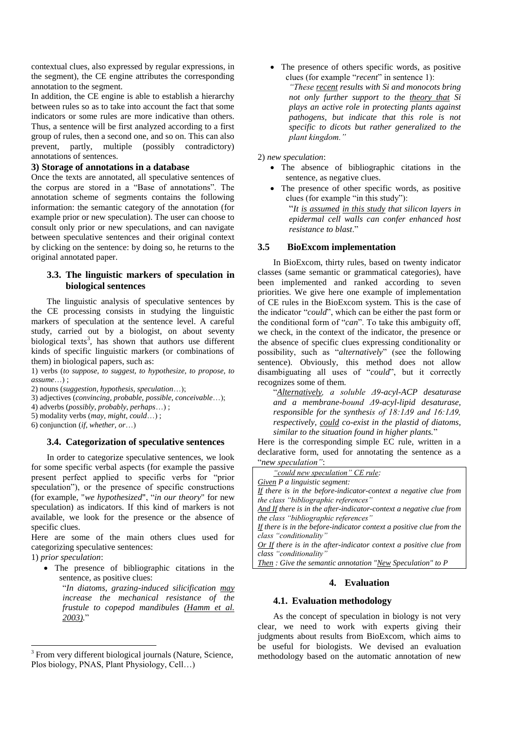contextual clues, also expressed by regular expressions, in the segment), the CE engine attributes the corresponding annotation to the segment.

In addition, the CE engine is able to establish a hierarchy between rules so as to take into account the fact that some indicators or some rules are more indicative than others. Thus, a sentence will be first analyzed according to a first group of rules, then a second one, and so on. This can also prevent, partly, multiple (possibly contradictory) annotations of sentences.

**3) Storage of annotations in a database**

Once the texts are annotated, all speculative sentences of the corpus are stored in a "Base of annotations". The annotation scheme of segments contains the following information: the semantic category of the annotation (for example prior or new speculation). The user can choose to consult only prior or new speculations, and can navigate between speculative sentences and their original context by clicking on the sentence: by doing so, he returns to the original annotated paper.

### 3.3. The linguistic markers of speculation in biological sentences

The linguistic analysis of speculative sentences by the CE processing consists in studying the linguistic markers of speculation at the sentence level. A careful study, carried out by a biologist, on about seventy biological texts[3], has shown that authors use different kinds of specific linguistic markers (or combinations of them) in biological papers, such as:

1) verbs (*to suppose, to suggest, to hypothesize, to propose, to assume*…) ;

2) nouns (*suggestion, hypothesis, speculation*…);

3) adjectives (*convincing, probable, possible, conceivable*…);

4) adverbs (*possibly, probably, perhaps*…) ;

5) modality verbs (*may, might, could*…) ;

6) conjunction (*if, whether, or*…)

### 3.4. Categorization of speculative sentences

In order to categorize speculative sentences, we look for some specific verbal aspects (for example the passive present perfect applied to specific verbs for "prior speculation"), or the presence of specific constructions (for example, "*we hypothesized*", "*in our theory*" for new speculation) as indicators. If this kind of markers is not available, we look for the presence or the absence of specific clues.

Here are some of the main others clues used for categorizing speculative sentences:

1) *prior speculation*:

- The presence of bibliographic citations in the sentence, as positive clues:

  "*In diatoms, grazing-induced silicification may increase the mechanical resistance of the frustule to copepod mandibules (Hamm et al. 2003).*"

- The presence of others specific words, as positive clues (for example "*recent*" in sentence 1):

  *"These recent results with Si and monocots bring not only further support to the theory that Si plays an active role in protecting plants against pathogens, but indicate that this role is not specific to dicots but rather generalized to the plant kingdom."*

2) *new speculation*:

- The absence of bibliographic citations in the sentence, as negative clues.
- The presence of other specific words, as positive clues (for example "in this study"):

  "*It is assumed in this study that silicon layers in epidermal cell walls can confer enhanced host resistance to blast.*"

### 3.5 BioExcom implementation

In BioExcom, thirty rules, based on twenty indicator classes (same semantic or grammatical categories), have been implemented and ranked according to seven priorities. We give here one example of implementation of CE rules in the BioExcom system. This is the case of the indicator "*could*", which can be either the past form or the conditional form of "*can*". To take this ambiguity off, we check, in the context of the indicator, the presence or the absence of specific clues expressing conditionality or possibility, such as "*alternatively*" (see the following sentence). Obviously, this method does not allow disambiguating all uses of "*could*", but it correctly recognizes some of them.

"*Alternatively, a soluble Δ9-acyl-ACP desaturase and a membrane-bound Δ9-acyl-lipid desaturase, responsible for the synthesis of 18:1Δ9 and 16:1Δ9, respectively, could co-exist in the plastid of diatoms, similar to the situation found in higher plants.*"

Here is the corresponding simple EC rule, written in a declarative form, used for annotating the sentence as a "*new speculation"*:

*"could new speculation" CE rule:*
*Given P a linguistic segment:*
*If there is in the before-indicator-context a negative clue from the class "bibliographic references"*
*And If there is in the after-indicator-context a negative clue from the class "bibliographic references"*
*If there is in the before-indicator context a positive clue from the class "conditionality"*
*Or If there is in the after-indicator context a positive clue from class "conditionality"*
*Then : Give the semantic annotation "New Speculation" to P*

## 4. Evaluation

### 4.1. Evaluation methodology

As the concept of speculation in biology is not very clear, we need to work with experts giving their judgments about results from BioExcom, which aims to be useful for biologists. We devised an evaluation methodology based on the automatic annotation of new

[3] From very different biological journals (Nature, Science, Plos biology, PNAS, Plant Physiology, Cell…)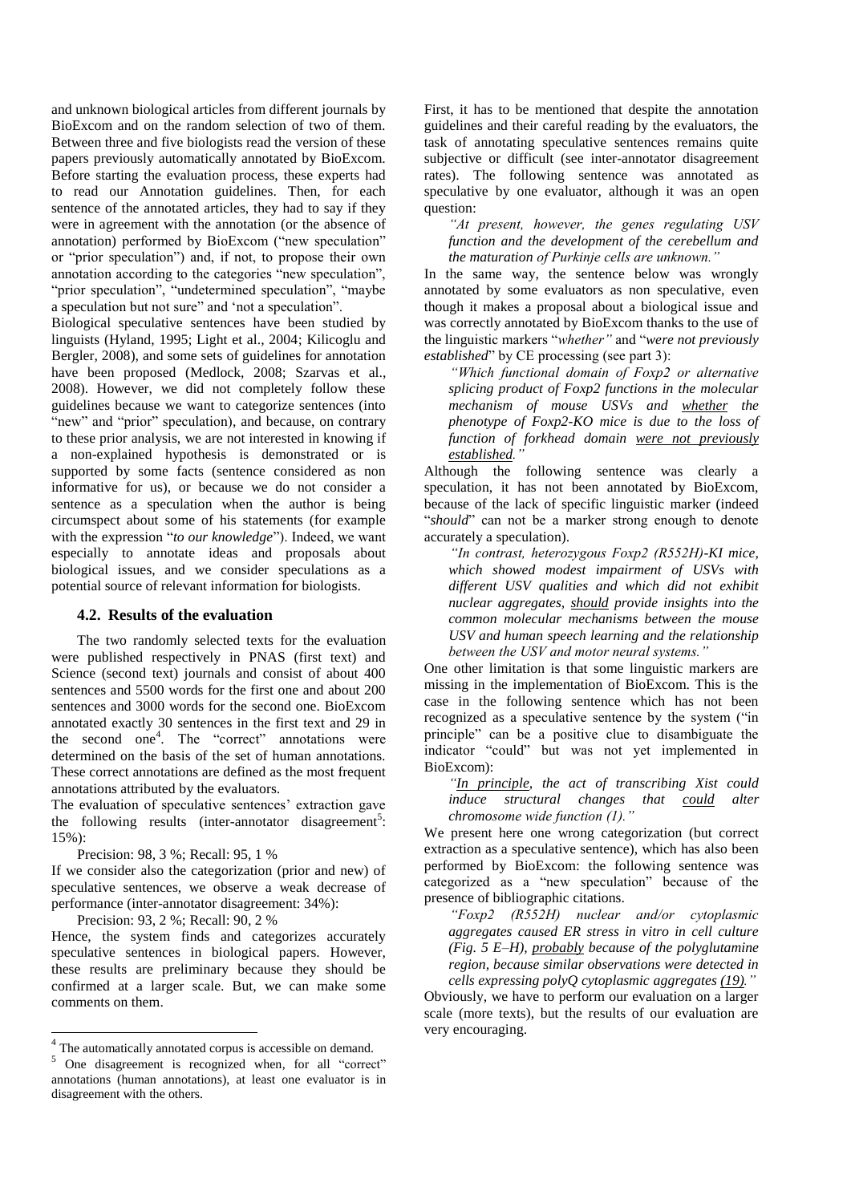and unknown biological articles from different journals by BioExcom and on the random selection of two of them. Between three and five biologists read the version of these papers previously automatically annotated by BioExcom. Before starting the evaluation process, these experts had to read our Annotation guidelines. Then, for each sentence of the annotated articles, they had to say if they were in agreement with the annotation (or the absence of annotation) performed by BioExcom ("new speculation" or "prior speculation") and, if not, to propose their own annotation according to the categories "new speculation", "prior speculation", "undetermined speculation", "maybe a speculation but not sure" and 'not a speculation".

Biological speculative sentences have been studied by linguists (Hyland, 1995; Light et al., 2004; Kilicoglu and Bergler, 2008), and some sets of guidelines for annotation have been proposed (Medlock, 2008; Szarvas et al., 2008). However, we did not completely follow these guidelines because we want to categorize sentences (into "new" and "prior" speculation), and because, on contrary to these prior analysis, we are not interested in knowing if a non-explained hypothesis is demonstrated or is supported by some facts (sentence considered as non informative for us), or because we do not consider a sentence as a speculation when the author is being circumspect about some of his statements (for example with the expression "*to our knowledge*"). Indeed, we want especially to annotate ideas and proposals about biological issues, and we consider speculations as a potential source of relevant information for biologists.

### 4.2. Results of the evaluation

The two randomly selected texts for the evaluation were published respectively in PNAS (first text) and Science (second text) journals and consist of about 400 sentences and 5500 words for the first one and about 200 sentences and 3000 words for the second one. BioExcom annotated exactly 30 sentences in the first text and 29 in the second one[4]. The "correct" annotations were determined on the basis of the set of human annotations. These correct annotations are defined as the most frequent annotations attributed by the evaluators.

The evaluation of speculative sentences' extraction gave the following results (inter-annotator disagreement[5]: 15%):

Precision: 98, 3 %; Recall: 95, 1 %

If we consider also the categorization (prior and new) of speculative sentences, we observe a weak decrease of performance (inter-annotator disagreement: 34%):

Precision: 93, 2 %; Recall: 90, 2 %

Hence, the system finds and categorizes accurately speculative sentences in biological papers. However, these results are preliminary because they should be confirmed at a larger scale. But, we can make some comments on them.

First, it has to be mentioned that despite the annotation guidelines and their careful reading by the evaluators, the task of annotating speculative sentences remains quite subjective or difficult (see inter-annotator disagreement rates). The following sentence was annotated as speculative by one evaluator, although it was an open question:

> *"At present, however, the genes regulating USV function and the development of the cerebellum and the maturation of Purkinje cells are unknown."*

In the same way, the sentence below was wrongly annotated by some evaluators as non speculative, even though it makes a proposal about a biological issue and was correctly annotated by BioExcom thanks to the use of the linguistic markers "*whether"* and "*were not previously established*" by CE processing (see part 3):

> *"Which functional domain of Foxp2 or alternative splicing product of Foxp2 functions in the molecular mechanism of mouse USVs and whether the phenotype of Foxp2-KO mice is due to the loss of function of forkhead domain were not previously established."*

Although the following sentence was clearly a speculation, it has not been annotated by BioExcom, because of the lack of specific linguistic marker (indeed "*should*" can not be a marker strong enough to denote accurately a speculation).

> *"In contrast, heterozygous Foxp2 (R552H)-KI mice, which showed modest impairment of USVs with different USV qualities and which did not exhibit nuclear aggregates, should provide insights into the common molecular mechanisms between the mouse USV and human speech learning and the relationship between the USV and motor neural systems."*

One other limitation is that some linguistic markers are missing in the implementation of BioExcom. This is the case in the following sentence which has not been recognized as a speculative sentence by the system ("in principle" can be a positive clue to disambiguate the indicator "could" but was not yet implemented in BioExcom):

> *"In principle, the act of transcribing Xist could induce structural changes that could alter chromosome wide function (1)."*

We present here one wrong categorization (but correct extraction as a speculative sentence), which has also been performed by BioExcom: the following sentence was categorized as a "new speculation" because of the presence of bibliographic citations.

> *"Foxp2 (R552H) nuclear and/or cytoplasmic aggregates caused ER stress in vitro in cell culture (Fig. 5 E–H), probably because of the polyglutamine region, because similar observations were detected in cells expressing polyQ cytoplasmic aggregates (19)."*

Obviously, we have to perform our evaluation on a larger scale (more texts), but the results of our evaluation are very encouraging.

[4] The automatically annotated corpus is accessible on demand.

[5] One disagreement is recognized when, for all "correct" annotations (human annotations), at least one evaluator is in disagreement with the others.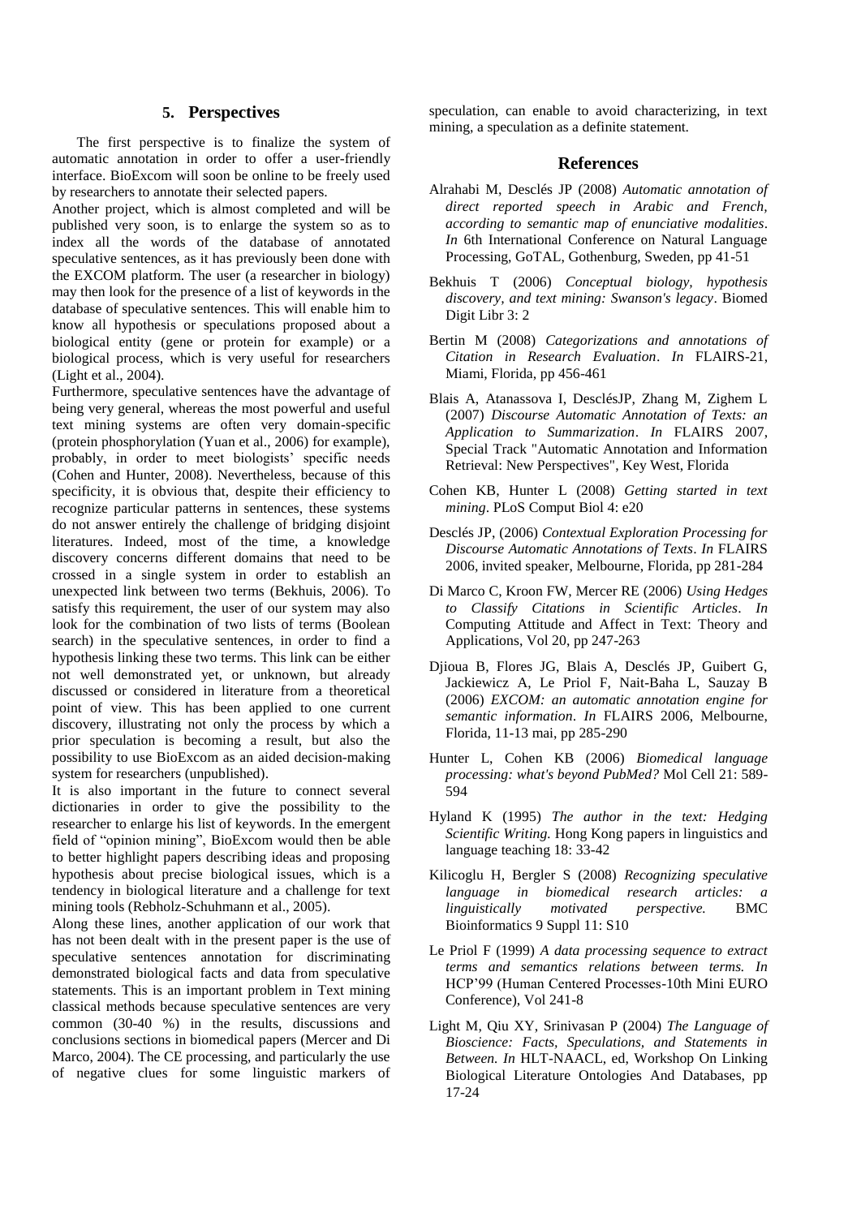## 5. Perspectives

The first perspective is to finalize the system of automatic annotation in order to offer a user-friendly interface. BioExcom will soon be online to be freely used by researchers to annotate their selected papers.

Another project, which is almost completed and will be published very soon, is to enlarge the system so as to index all the words of the database of annotated speculative sentences, as it has previously been done with the EXCOM platform. The user (a researcher in biology) may then look for the presence of a list of keywords in the database of speculative sentences. This will enable him to know all hypothesis or speculations proposed about a biological entity (gene or protein for example) or a biological process, which is very useful for researchers (Light et al., 2004).

Furthermore, speculative sentences have the advantage of being very general, whereas the most powerful and useful text mining systems are often very domain-specific (protein phosphorylation (Yuan et al., 2006) for example), probably, in order to meet biologists' specific needs (Cohen and Hunter, 2008). Nevertheless, because of this specificity, it is obvious that, despite their efficiency to recognize particular patterns in sentences, these systems do not answer entirely the challenge of bridging disjoint literatures. Indeed, most of the time, a knowledge discovery concerns different domains that need to be crossed in a single system in order to establish an unexpected link between two terms (Bekhuis, 2006). To satisfy this requirement, the user of our system may also look for the combination of two lists of terms (Boolean search) in the speculative sentences, in order to find a hypothesis linking these two terms. This link can be either not well demonstrated yet, or unknown, but already discussed or considered in literature from a theoretical point of view. This has been applied to one current discovery, illustrating not only the process by which a prior speculation is becoming a result, but also the possibility to use BioExcom as an aided decision-making system for researchers (unpublished).

It is also important in the future to connect several dictionaries in order to give the possibility to the researcher to enlarge his list of keywords. In the emergent field of "opinion mining", BioExcom would then be able to better highlight papers describing ideas and proposing hypothesis about precise biological issues, which is a tendency in biological literature and a challenge for text mining tools (Rebholz-Schuhmann et al., 2005).

Along these lines, another application of our work that has not been dealt with in the present paper is the use of speculative sentences annotation for discriminating demonstrated biological facts and data from speculative statements. This is an important problem in Text mining classical methods because speculative sentences are very common (30-40 %) in the results, discussions and conclusions sections in biomedical papers (Mercer and Di Marco, 2004). The CE processing, and particularly the use of negative clues for some linguistic markers of speculation, can enable to avoid characterizing, in text mining, a speculation as a definite statement.

## References

Alrahabi M, Desclés JP (2008) *Automatic annotation of direct reported speech in Arabic and French, according to semantic map of enunciative modalities*. *In* 6th International Conference on Natural Language Processing, GoTAL, Gothenburg, Sweden, pp 41-51

Bekhuis T (2006) *Conceptual biology, hypothesis discovery, and text mining: Swanson's legacy*. Biomed Digit Libr 3: 2

Bertin M (2008) *Categorizations and annotations of Citation in Research Evaluation*. *In* FLAIRS-21, Miami, Florida, pp 456-461

Blais A, Atanassova I, DesclésJP, Zhang M, Zighem L (2007) *Discourse Automatic Annotation of Texts: an Application to Summarization*. *In* FLAIRS 2007, Special Track "Automatic Annotation and Information Retrieval: New Perspectives", Key West, Florida

Cohen KB, Hunter L (2008) *Getting started in text mining*. PLoS Comput Biol 4: e20

Desclés JP, (2006) *Contextual Exploration Processing for Discourse Automatic Annotations of Texts*. *In* FLAIRS 2006, invited speaker, Melbourne, Florida, pp 281-284

Di Marco C, Kroon FW, Mercer RE (2006) *Using Hedges to Classify Citations in Scientific Articles*. *In* Computing Attitude and Affect in Text: Theory and Applications, Vol 20, pp 247-263

Djioua B, Flores JG, Blais A, Desclés JP, Guibert G, Jackiewicz A, Le Priol F, Nait-Baha L, Sauzay B (2006) *EXCOM: an automatic annotation engine for semantic information*. *In* FLAIRS 2006, Melbourne, Florida, 11-13 mai, pp 285-290

Hunter L, Cohen KB (2006) *Biomedical language processing: what's beyond PubMed?* Mol Cell 21: 589-594

Hyland K (1995) *The author in the text: Hedging Scientific Writing.* Hong Kong papers in linguistics and language teaching 18: 33-42

Kilicoglu H, Bergler S (2008) *Recognizing speculative language in biomedical research articles: a linguistically motivated perspective.* BMC Bioinformatics 9 Suppl 11: S10

Le Priol F (1999) *A data processing sequence to extract terms and semantics relations between terms. In* HCP'99 (Human Centered Processes-10th Mini EURO Conference), Vol 241-8

Light M, Qiu XY, Srinivasan P (2004) *The Language of Bioscience: Facts, Speculations, and Statements in Between. In* HLT-NAACL, ed, Workshop On Linking Biological Literature Ontologies And Databases, pp 17-24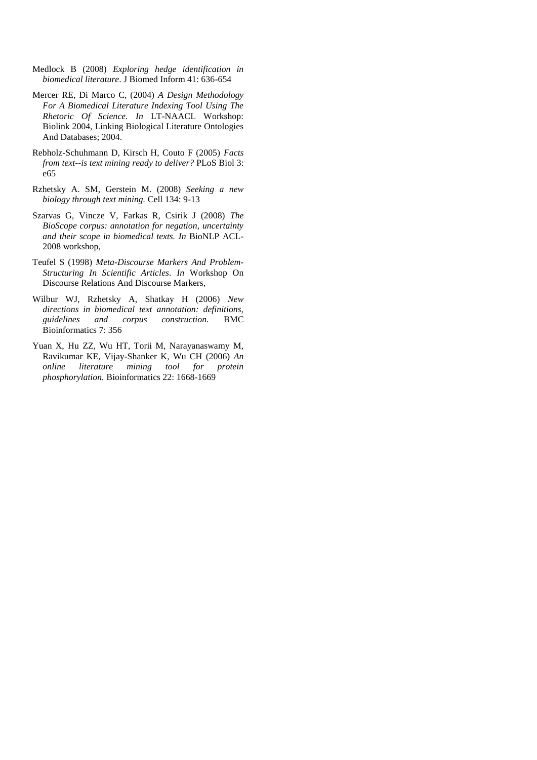Medlock B (2008) *Exploring hedge identification in biomedical literature*. J Biomed Inform 41: 636-654

Mercer RE, Di Marco C, (2004) *A Design Methodology For A Biomedical Literature Indexing Tool Using The Rhetoric Of Science. In* LT-NAACL Workshop: Biolink 2004, Linking Biological Literature Ontologies And Databases; 2004.

Rebholz-Schuhmann D, Kirsch H, Couto F (2005) *Facts from text--is text mining ready to deliver?* PLoS Biol 3: e65

Rzhetsky A. SM, Gerstein M. (2008) *Seeking a new biology through text mining.* Cell 134: 9-13

Szarvas G, Vincze V, Farkas R, Csirik J (2008) *The BioScope corpus: annotation for negation, uncertainty and their scope in biomedical texts. In* BioNLP ACL-2008 workshop,

Teufel S (1998) *Meta-Discourse Markers And Problem-Structuring In Scientific Articles*. *In* Workshop On Discourse Relations And Discourse Markers,

Wilbur WJ, Rzhetsky A, Shatkay H (2006) *New directions in biomedical text annotation: definitions, guidelines and corpus construction.* BMC Bioinformatics 7: 356

Yuan X, Hu ZZ, Wu HT, Torii M, Narayanaswamy M, Ravikumar KE, Vijay-Shanker K, Wu CH (2006) *An online literature mining tool for protein phosphorylation.* Bioinformatics 22: 1668-1669